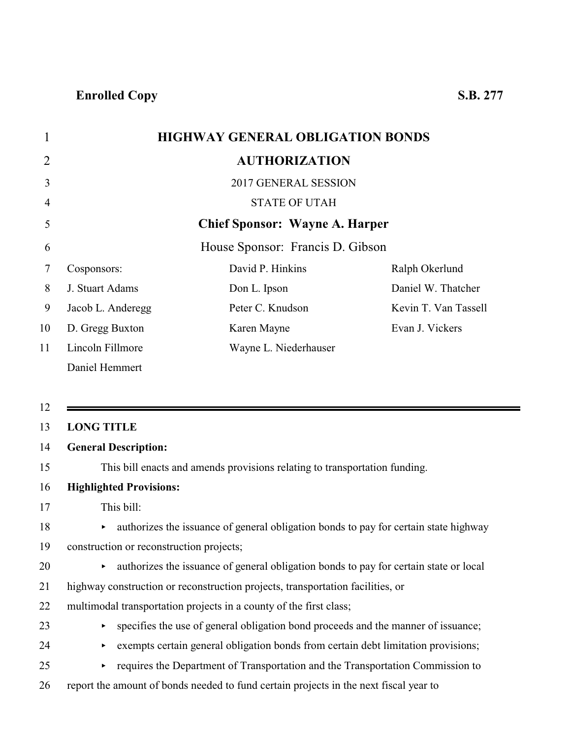**Enrolled Copy** **S.B. 277**

# HIGHWAY GENERAL OBLIGATION BONDS AUTHORIZATION

2017 GENERAL SESSION

STATE OF UTAH

**Chief Sponsor: Wayne A. Harper**

House Sponsor: Francis D. Gibson

| Cosponsors: | David P. Hinkins | Ralph Okerlund |
|---|---|---|
| J. Stuart Adams | Don L. Ipson | Daniel W. Thatcher |
| Jacob L. Anderegg | Peter C. Knudson | Kevin T. Van Tassell |
| D. Gregg Buxton | Karen Mayne | Evan J. Vickers |
| Lincoln Fillmore | Wayne L. Niederhauser | |
| Daniel Hemmert | | |

---

**LONG TITLE**

**General Description:**

This bill enacts and amends provisions relating to transportation funding.

**Highlighted Provisions:**

This bill:

- ▸ authorizes the issuance of general obligation bonds to pay for certain state highway construction or reconstruction projects;
- ▸ authorizes the issuance of general obligation bonds to pay for certain state or local highway construction or reconstruction projects, transportation facilities, or multimodal transportation projects in a county of the first class;
- ▸ specifies the use of general obligation bond proceeds and the manner of issuance;
- ▸ exempts certain general obligation bonds from certain debt limitation provisions;
- ▸ requires the Department of Transportation and the Transportation Commission to report the amount of bonds needed to fund certain projects in the next fiscal year to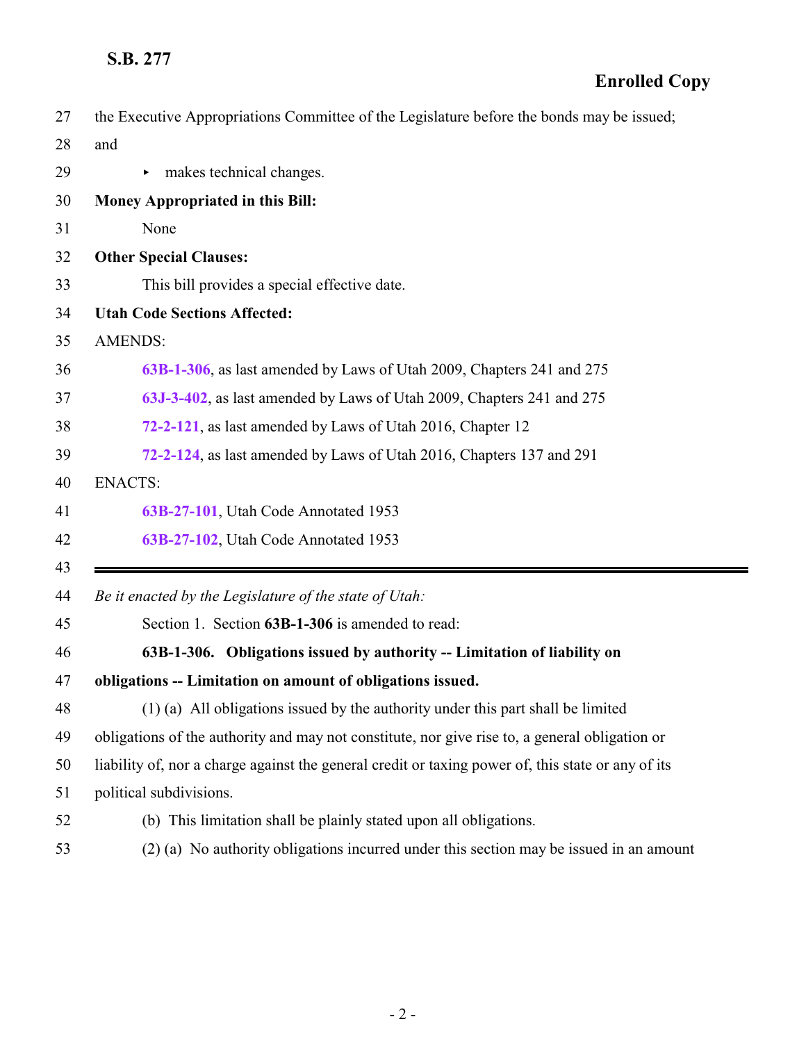the Executive Appropriations Committee of the Legislature before the bonds may be issued; and

- makes technical changes.

**Money Appropriated in this Bill:**

None

**Other Special Clauses:**

This bill provides a special effective date.

**Utah Code Sections Affected:**

AMENDS:

**63B-1-306**, as last amended by Laws of Utah 2009, Chapters 241 and 275

**63J-3-402**, as last amended by Laws of Utah 2009, Chapters 241 and 275

**72-2-121**, as last amended by Laws of Utah 2016, Chapter 12

**72-2-124**, as last amended by Laws of Utah 2016, Chapters 137 and 291

ENACTS:

**63B-27-101**, Utah Code Annotated 1953

**63B-27-102**, Utah Code Annotated 1953

---

*Be it enacted by the Legislature of the state of Utah:*

Section 1. Section **63B-1-306** is amended to read:

**63B-1-306. Obligations issued by authority -- Limitation of liability on obligations -- Limitation on amount of obligations issued.**

(1) (a) All obligations issued by the authority under this part shall be limited obligations of the authority and may not constitute, nor give rise to, a general obligation or liability of, nor a charge against the general credit or taxing power of, this state or any of its political subdivisions.

(b) This limitation shall be plainly stated upon all obligations.

(2) (a) No authority obligations incurred under this section may be issued in an amount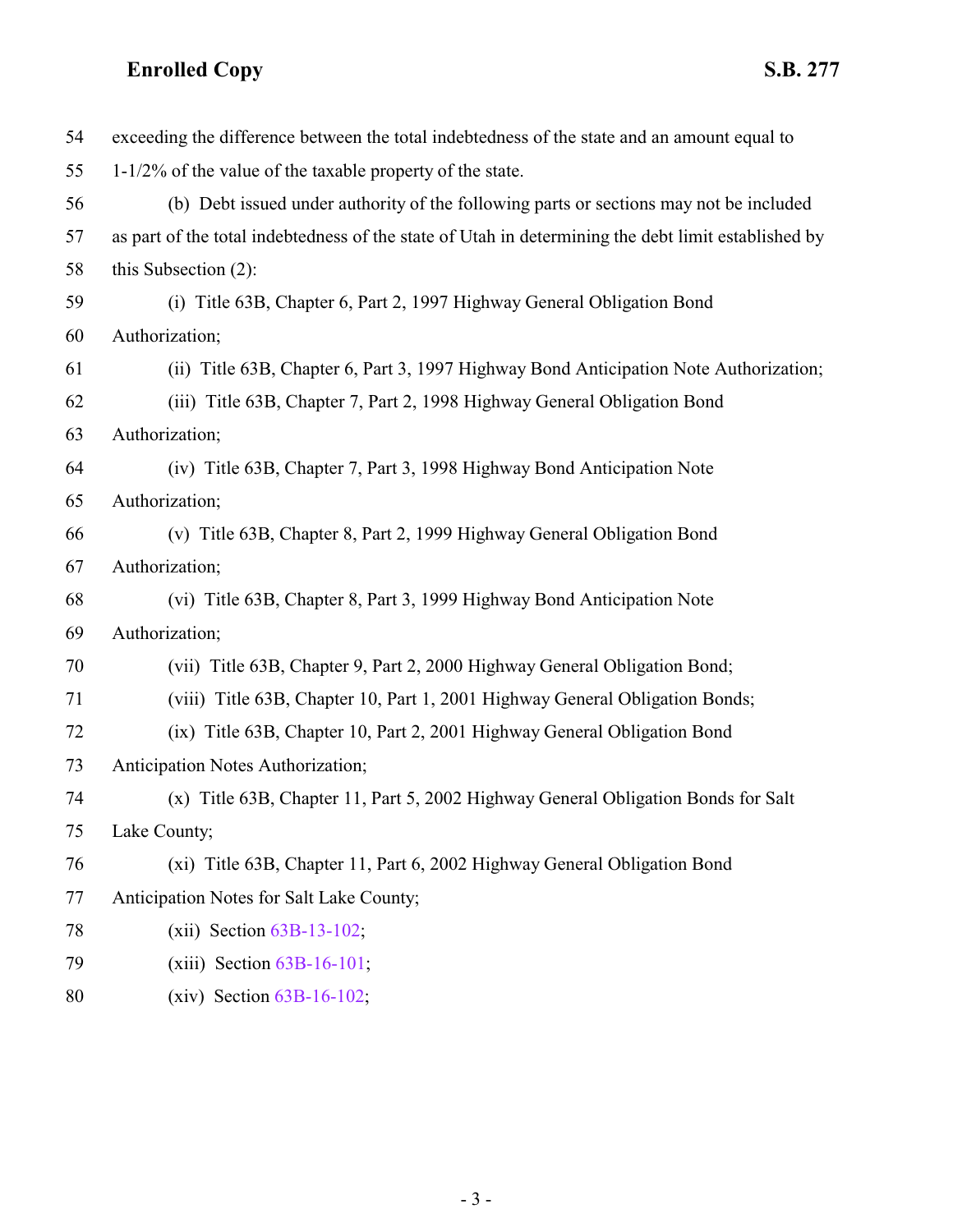exceeding the difference between the total indebtedness of the state and an amount equal to 1-1/2% of the value of the taxable property of the state.

(b) Debt issued under authority of the following parts or sections may not be included as part of the total indebtedness of the state of Utah in determining the debt limit established by this Subsection (2):

(i) Title 63B, Chapter 6, Part 2, 1997 Highway General Obligation Bond Authorization;

(ii) Title 63B, Chapter 6, Part 3, 1997 Highway Bond Anticipation Note Authorization;

(iii) Title 63B, Chapter 7, Part 2, 1998 Highway General Obligation Bond Authorization;

(iv) Title 63B, Chapter 7, Part 3, 1998 Highway Bond Anticipation Note Authorization;

(v) Title 63B, Chapter 8, Part 2, 1999 Highway General Obligation Bond Authorization;

(vi) Title 63B, Chapter 8, Part 3, 1999 Highway Bond Anticipation Note Authorization;

(vii) Title 63B, Chapter 9, Part 2, 2000 Highway General Obligation Bond;

(viii) Title 63B, Chapter 10, Part 1, 2001 Highway General Obligation Bonds;

(ix) Title 63B, Chapter 10, Part 2, 2001 Highway General Obligation Bond Anticipation Notes Authorization;

(x) Title 63B, Chapter 11, Part 5, 2002 Highway General Obligation Bonds for Salt Lake County;

(xi) Title 63B, Chapter 11, Part 6, 2002 Highway General Obligation Bond Anticipation Notes for Salt Lake County;

(xii) Section 63B-13-102;

(xiii) Section 63B-16-101;

(xiv) Section 63B-16-102;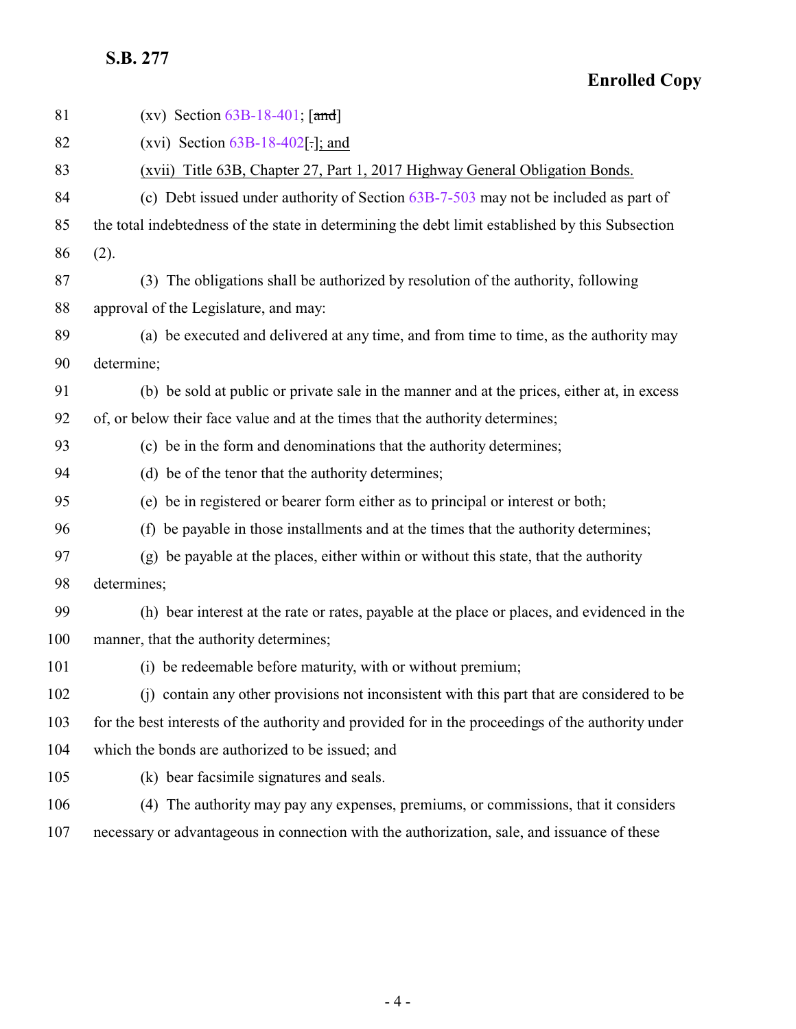(xv) Section 63B-18-401; [~~and~~]

(xvi) Section 63B-18-402[~~.~~]; and

(xvii) Title 63B, Chapter 27, Part 1, 2017 Highway General Obligation Bonds.

(c) Debt issued under authority of Section 63B-7-503 may not be included as part of the total indebtedness of the state in determining the debt limit established by this Subsection (2).

(3) The obligations shall be authorized by resolution of the authority, following approval of the Legislature, and may:

(a) be executed and delivered at any time, and from time to time, as the authority may determine;

(b) be sold at public or private sale in the manner and at the prices, either at, in excess of, or below their face value and at the times that the authority determines;

(c) be in the form and denominations that the authority determines;

(d) be of the tenor that the authority determines;

(e) be in registered or bearer form either as to principal or interest or both;

(f) be payable in those installments and at the times that the authority determines;

(g) be payable at the places, either within or without this state, that the authority determines;

(h) bear interest at the rate or rates, payable at the place or places, and evidenced in the manner, that the authority determines;

(i) be redeemable before maturity, with or without premium;

(j) contain any other provisions not inconsistent with this part that are considered to be for the best interests of the authority and provided for in the proceedings of the authority under which the bonds are authorized to be issued; and

(k) bear facsimile signatures and seals.

(4) The authority may pay any expenses, premiums, or commissions, that it considers necessary or advantageous in connection with the authorization, sale, and issuance of these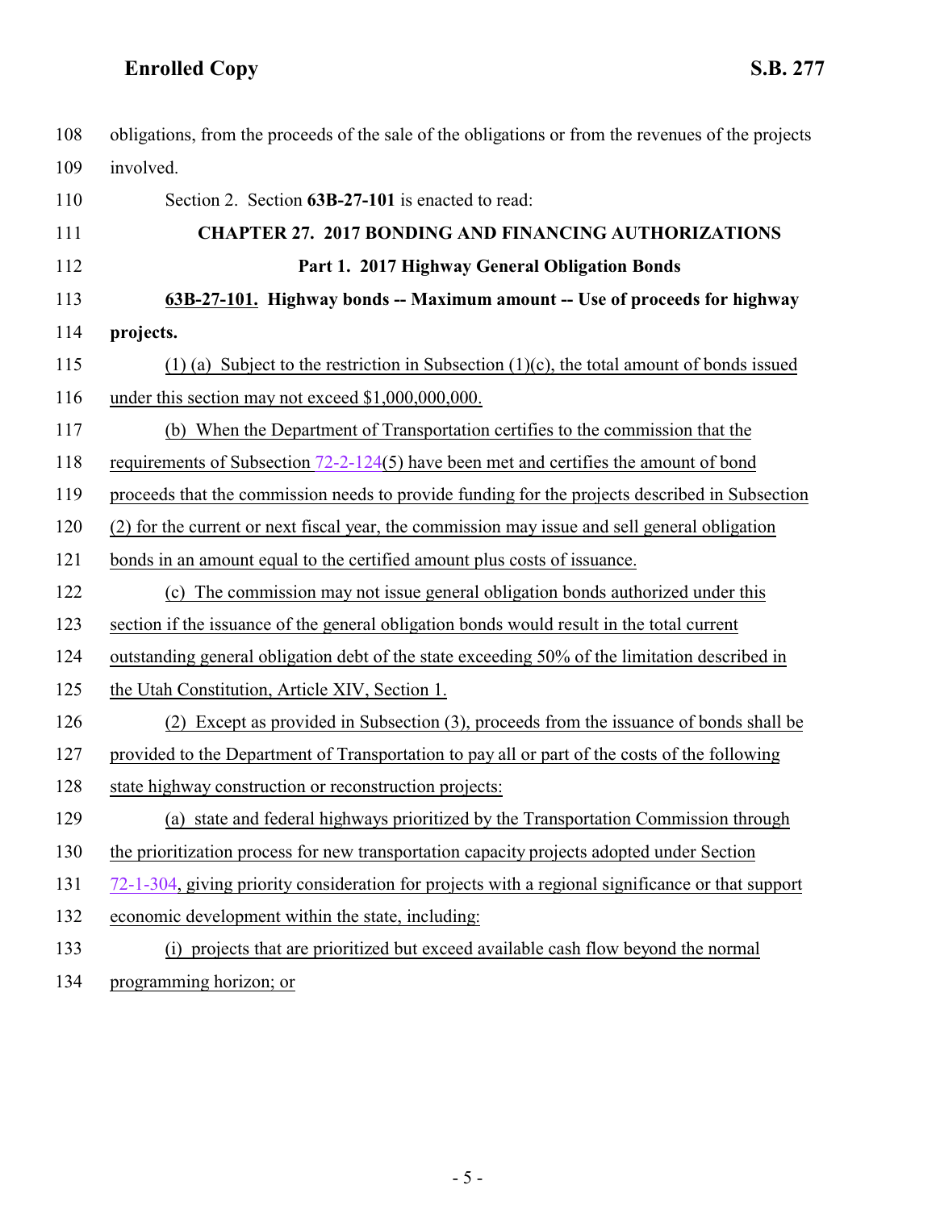obligations, from the proceeds of the sale of the obligations or from the revenues of the projects involved.

Section 2. Section **63B-27-101** is enacted to read:

**CHAPTER 27. 2017 BONDING AND FINANCING AUTHORIZATIONS**

**Part 1. 2017 Highway General Obligation Bonds**

**63B-27-101. Highway bonds -- Maximum amount -- Use of proceeds for highway projects.**

(1) (a) Subject to the restriction in Subsection (1)(c), the total amount of bonds issued under this section may not exceed $1,000,000,000.

(b) When the Department of Transportation certifies to the commission that the requirements of Subsection 72-2-124(5) have been met and certifies the amount of bond proceeds that the commission needs to provide funding for the projects described in Subsection (2) for the current or next fiscal year, the commission may issue and sell general obligation bonds in an amount equal to the certified amount plus costs of issuance.

(c) The commission may not issue general obligation bonds authorized under this section if the issuance of the general obligation bonds would result in the total current outstanding general obligation debt of the state exceeding 50% of the limitation described in the Utah Constitution, Article XIV, Section 1.

(2) Except as provided in Subsection (3), proceeds from the issuance of bonds shall be provided to the Department of Transportation to pay all or part of the costs of the following state highway construction or reconstruction projects:

(a) state and federal highways prioritized by the Transportation Commission through the prioritization process for new transportation capacity projects adopted under Section 72-1-304, giving priority consideration for projects with a regional significance or that support economic development within the state, including:

(i) projects that are prioritized but exceed available cash flow beyond the normal programming horizon; or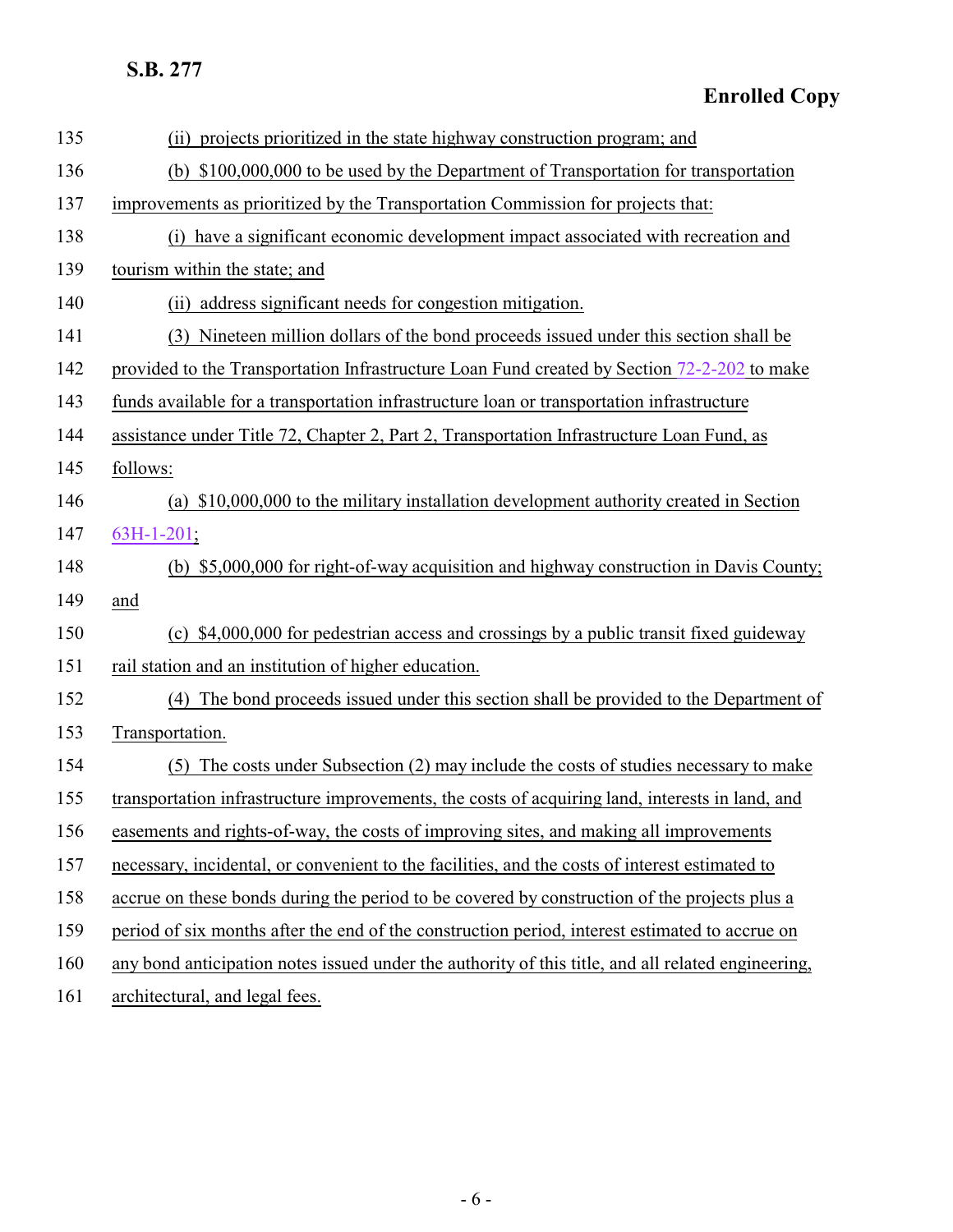(ii) projects prioritized in the state highway construction program; and

(b) $100,000,000 to be used by the Department of Transportation for transportation improvements as prioritized by the Transportation Commission for projects that:

(i) have a significant economic development impact associated with recreation and tourism within the state; and

(ii) address significant needs for congestion mitigation.

(3) Nineteen million dollars of the bond proceeds issued under this section shall be provided to the Transportation Infrastructure Loan Fund created by Section 72-2-202 to make funds available for a transportation infrastructure loan or transportation infrastructure assistance under Title 72, Chapter 2, Part 2, Transportation Infrastructure Loan Fund, as follows:

(a) $10,000,000 to the military installation development authority created in Section 63H-1-201;

(b) $5,000,000 for right-of-way acquisition and highway construction in Davis County; and

(c) $4,000,000 for pedestrian access and crossings by a public transit fixed guideway rail station and an institution of higher education.

(4) The bond proceeds issued under this section shall be provided to the Department of Transportation.

(5) The costs under Subsection (2) may include the costs of studies necessary to make transportation infrastructure improvements, the costs of acquiring land, interests in land, and easements and rights-of-way, the costs of improving sites, and making all improvements necessary, incidental, or convenient to the facilities, and the costs of interest estimated to accrue on these bonds during the period to be covered by construction of the projects plus a period of six months after the end of the construction period, interest estimated to accrue on any bond anticipation notes issued under the authority of this title, and all related engineering, architectural, and legal fees.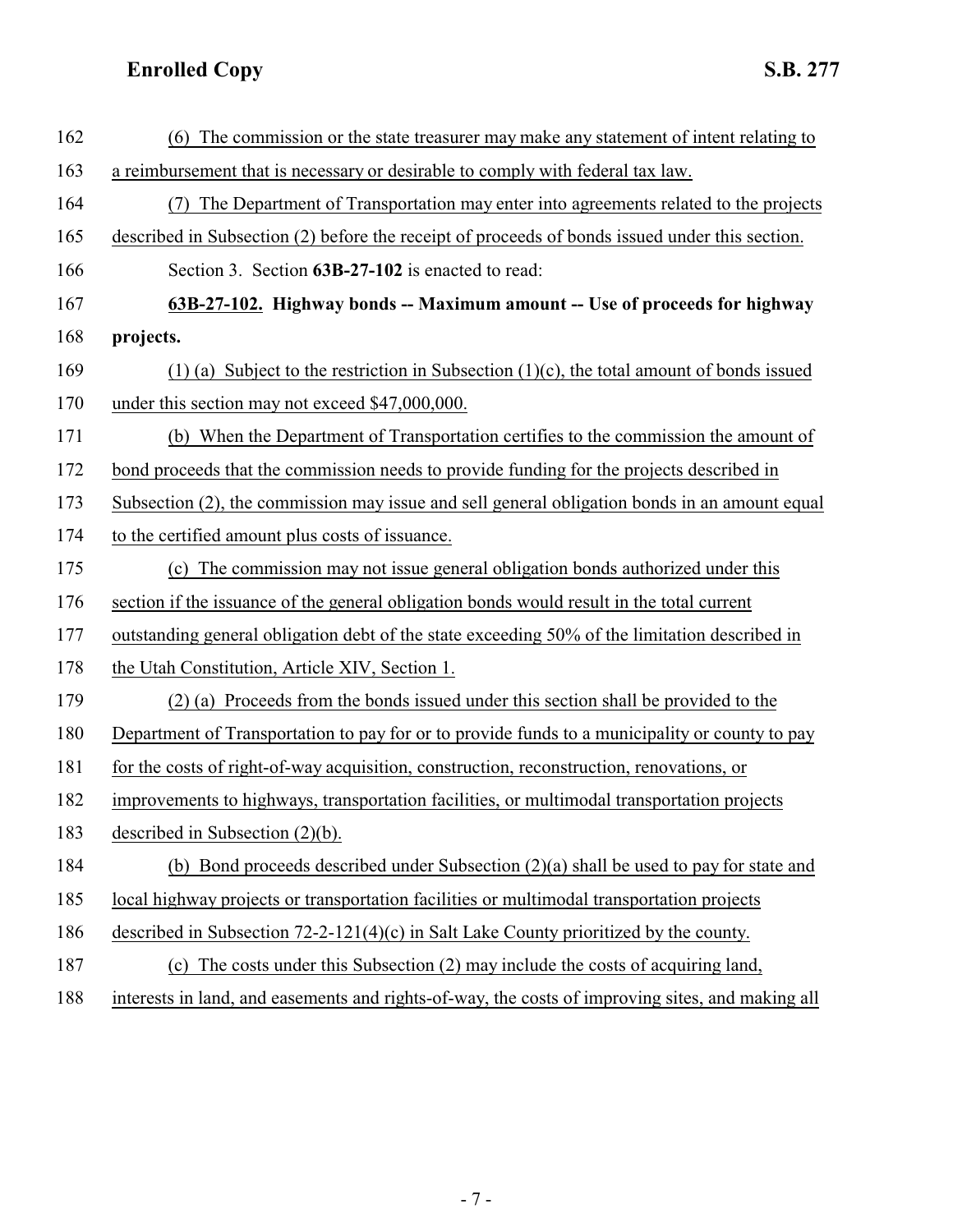(6) The commission or the state treasurer may make any statement of intent relating to a reimbursement that is necessary or desirable to comply with federal tax law.

(7) The Department of Transportation may enter into agreements related to the projects described in Subsection (2) before the receipt of proceeds of bonds issued under this section.

Section 3. Section **63B-27-102** is enacted to read:

**63B-27-102. Highway bonds -- Maximum amount -- Use of proceeds for highway projects.**

(1) (a) Subject to the restriction in Subsection (1)(c), the total amount of bonds issued under this section may not exceed $47,000,000.

(b) When the Department of Transportation certifies to the commission the amount of bond proceeds that the commission needs to provide funding for the projects described in Subsection (2), the commission may issue and sell general obligation bonds in an amount equal to the certified amount plus costs of issuance.

(c) The commission may not issue general obligation bonds authorized under this section if the issuance of the general obligation bonds would result in the total current outstanding general obligation debt of the state exceeding 50% of the limitation described in the Utah Constitution, Article XIV, Section 1.

(2) (a) Proceeds from the bonds issued under this section shall be provided to the Department of Transportation to pay for or to provide funds to a municipality or county to pay for the costs of right-of-way acquisition, construction, reconstruction, renovations, or improvements to highways, transportation facilities, or multimodal transportation projects described in Subsection (2)(b).

(b) Bond proceeds described under Subsection (2)(a) shall be used to pay for state and local highway projects or transportation facilities or multimodal transportation projects described in Subsection 72-2-121(4)(c) in Salt Lake County prioritized by the county.

(c) The costs under this Subsection (2) may include the costs of acquiring land, interests in land, and easements and rights-of-way, the costs of improving sites, and making all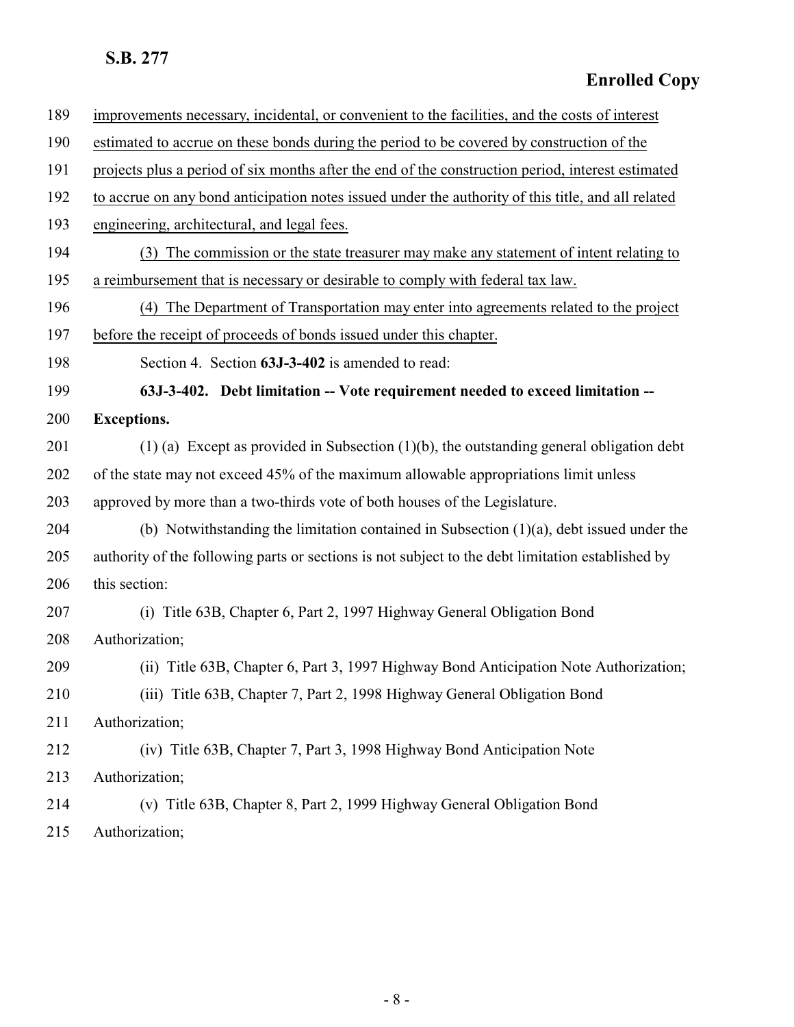189 improvements necessary, incidental, or convenient to the facilities, and the costs of interest
190 estimated to accrue on these bonds during the period to be covered by construction of the
191 projects plus a period of six months after the end of the construction period, interest estimated
192 to accrue on any bond anticipation notes issued under the authority of this title, and all related
193 engineering, architectural, and legal fees.

194 (3) The commission or the state treasurer may make any statement of intent relating to
195 a reimbursement that is necessary or desirable to comply with federal tax law.

196 (4) The Department of Transportation may enter into agreements related to the project
197 before the receipt of proceeds of bonds issued under this chapter.

198 Section 4. Section **63J-3-402** is amended to read:

199 **63J-3-402. Debt limitation -- Vote requirement needed to exceed limitation --**
200 **Exceptions.**

201 (1) (a) Except as provided in Subsection (1)(b), the outstanding general obligation debt
202 of the state may not exceed 45% of the maximum allowable appropriations limit unless
203 approved by more than a two-thirds vote of both houses of the Legislature.

204 (b) Notwithstanding the limitation contained in Subsection (1)(a), debt issued under the
205 authority of the following parts or sections is not subject to the debt limitation established by
206 this section:

207 (i) Title 63B, Chapter 6, Part 2, 1997 Highway General Obligation Bond
208 Authorization;

209 (ii) Title 63B, Chapter 6, Part 3, 1997 Highway Bond Anticipation Note Authorization;

210 (iii) Title 63B, Chapter 7, Part 2, 1998 Highway General Obligation Bond
211 Authorization;

212 (iv) Title 63B, Chapter 7, Part 3, 1998 Highway Bond Anticipation Note
213 Authorization;

214 (v) Title 63B, Chapter 8, Part 2, 1999 Highway General Obligation Bond
215 Authorization;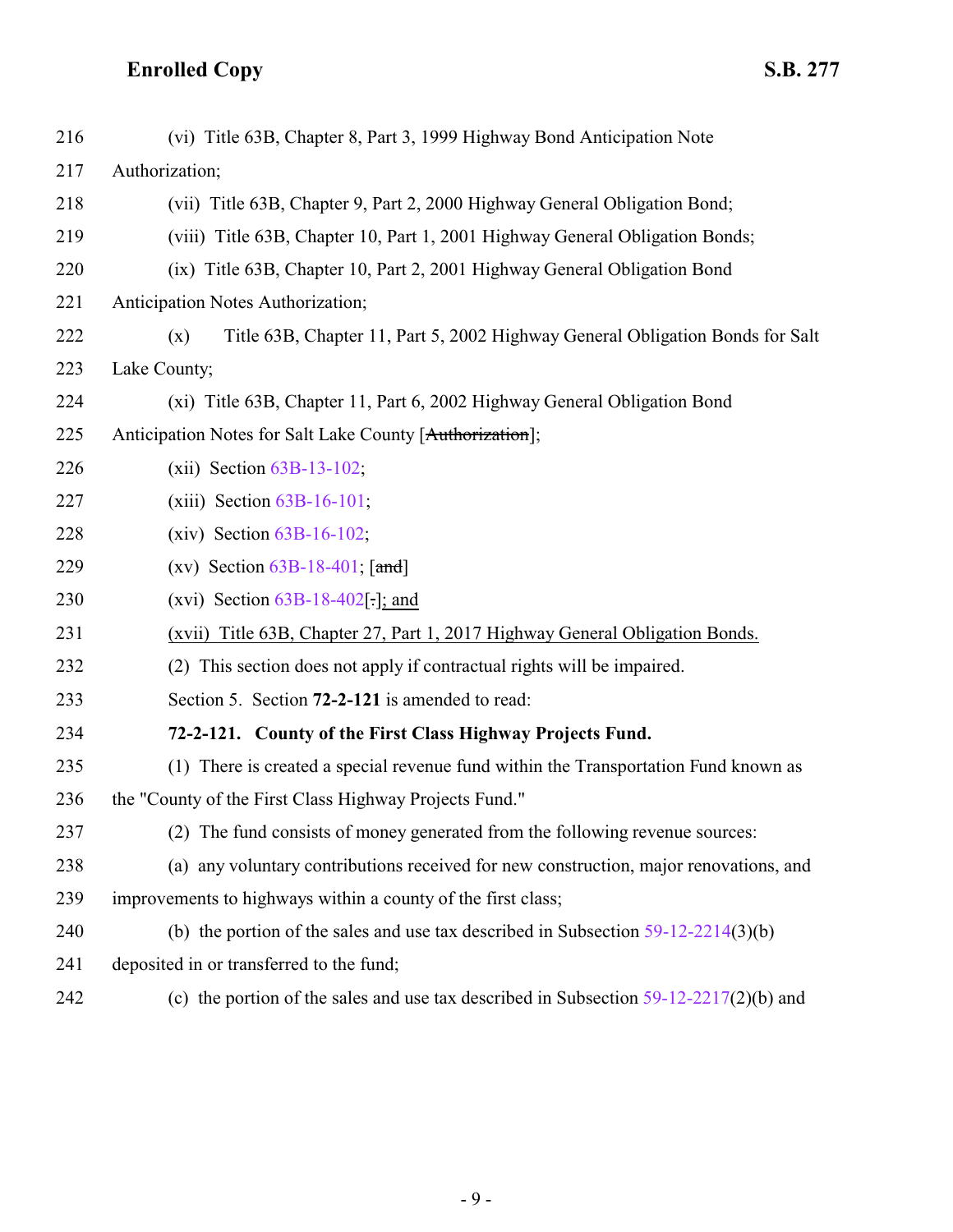216 (vi) Title 63B, Chapter 8, Part 3, 1999 Highway Bond Anticipation Note

217 Authorization;

218 (vii) Title 63B, Chapter 9, Part 2, 2000 Highway General Obligation Bond;

219 (viii) Title 63B, Chapter 10, Part 1, 2001 Highway General Obligation Bonds;

220 (ix) Title 63B, Chapter 10, Part 2, 2001 Highway General Obligation Bond

221 Anticipation Notes Authorization;

222 (x) Title 63B, Chapter 11, Part 5, 2002 Highway General Obligation Bonds for Salt

223 Lake County;

224 (xi) Title 63B, Chapter 11, Part 6, 2002 Highway General Obligation Bond

225 Anticipation Notes for Salt Lake County [~~Authorization~~];

226 (xii) Section 63B-13-102;

227 (xiii) Section 63B-16-101;

228 (xiv) Section 63B-16-102;

229 (xv) Section 63B-18-401; [~~and~~]

230 (xvi) Section 63B-18-402[~~.~~]; and

231 (xvii) Title 63B, Chapter 27, Part 1, 2017 Highway General Obligation Bonds.

232 (2) This section does not apply if contractual rights will be impaired.

233 Section 5. Section **72-2-121** is amended to read:

234 **72-2-121. County of the First Class Highway Projects Fund.**

235 (1) There is created a special revenue fund within the Transportation Fund known as

236 the "County of the First Class Highway Projects Fund."

237 (2) The fund consists of money generated from the following revenue sources:

238 (a) any voluntary contributions received for new construction, major renovations, and

239 improvements to highways within a county of the first class;

240 (b) the portion of the sales and use tax described in Subsection 59-12-2214(3)(b)

241 deposited in or transferred to the fund;

242 (c) the portion of the sales and use tax described in Subsection 59-12-2217(2)(b) and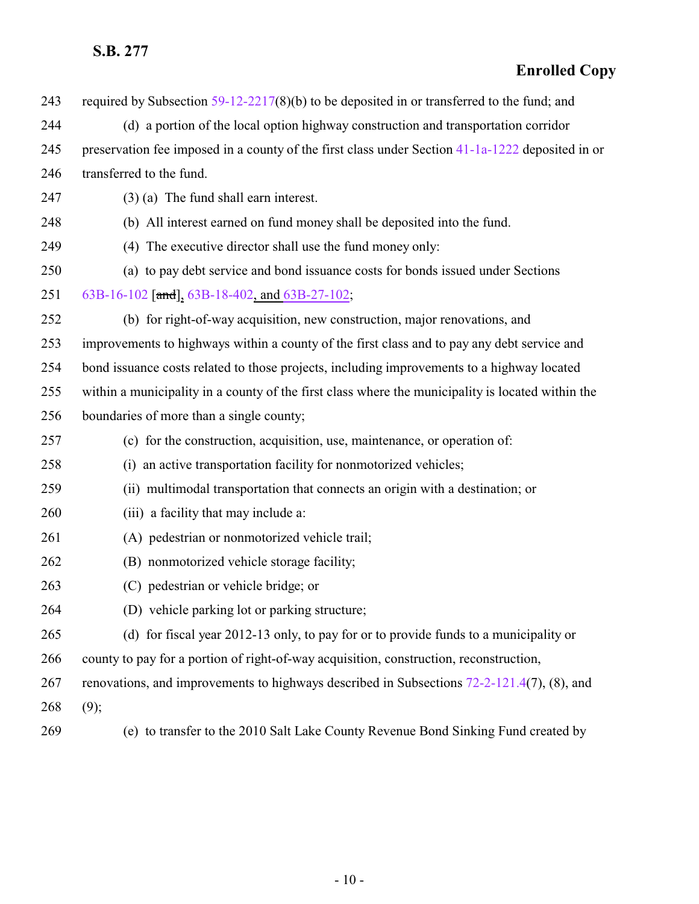243 required by Subsection 59-12-2217(8)(b) to be deposited in or transferred to the fund; and

244 (d) a portion of the local option highway construction and transportation corridor

245 preservation fee imposed in a county of the first class under Section 41-1a-1222 deposited in or

246 transferred to the fund.

247 (3) (a) The fund shall earn interest.

248 (b) All interest earned on fund money shall be deposited into the fund.

249 (4) The executive director shall use the fund money only:

250 (a) to pay debt service and bond issuance costs for bonds issued under Sections

251 63B-16-102 [~~and~~], 63B-18-402, and 63B-27-102;

252 (b) for right-of-way acquisition, new construction, major renovations, and

253 improvements to highways within a county of the first class and to pay any debt service and

254 bond issuance costs related to those projects, including improvements to a highway located

255 within a municipality in a county of the first class where the municipality is located within the

256 boundaries of more than a single county;

257 (c) for the construction, acquisition, use, maintenance, or operation of:

258 (i) an active transportation facility for nonmotorized vehicles;

259 (ii) multimodal transportation that connects an origin with a destination; or

260 (iii) a facility that may include a:

261 (A) pedestrian or nonmotorized vehicle trail;

262 (B) nonmotorized vehicle storage facility;

263 (C) pedestrian or vehicle bridge; or

264 (D) vehicle parking lot or parking structure;

265 (d) for fiscal year 2012-13 only, to pay for or to provide funds to a municipality or

266 county to pay for a portion of right-of-way acquisition, construction, reconstruction,

267 renovations, and improvements to highways described in Subsections 72-2-121.4(7), (8), and

268 (9);

269 (e) to transfer to the 2010 Salt Lake County Revenue Bond Sinking Fund created by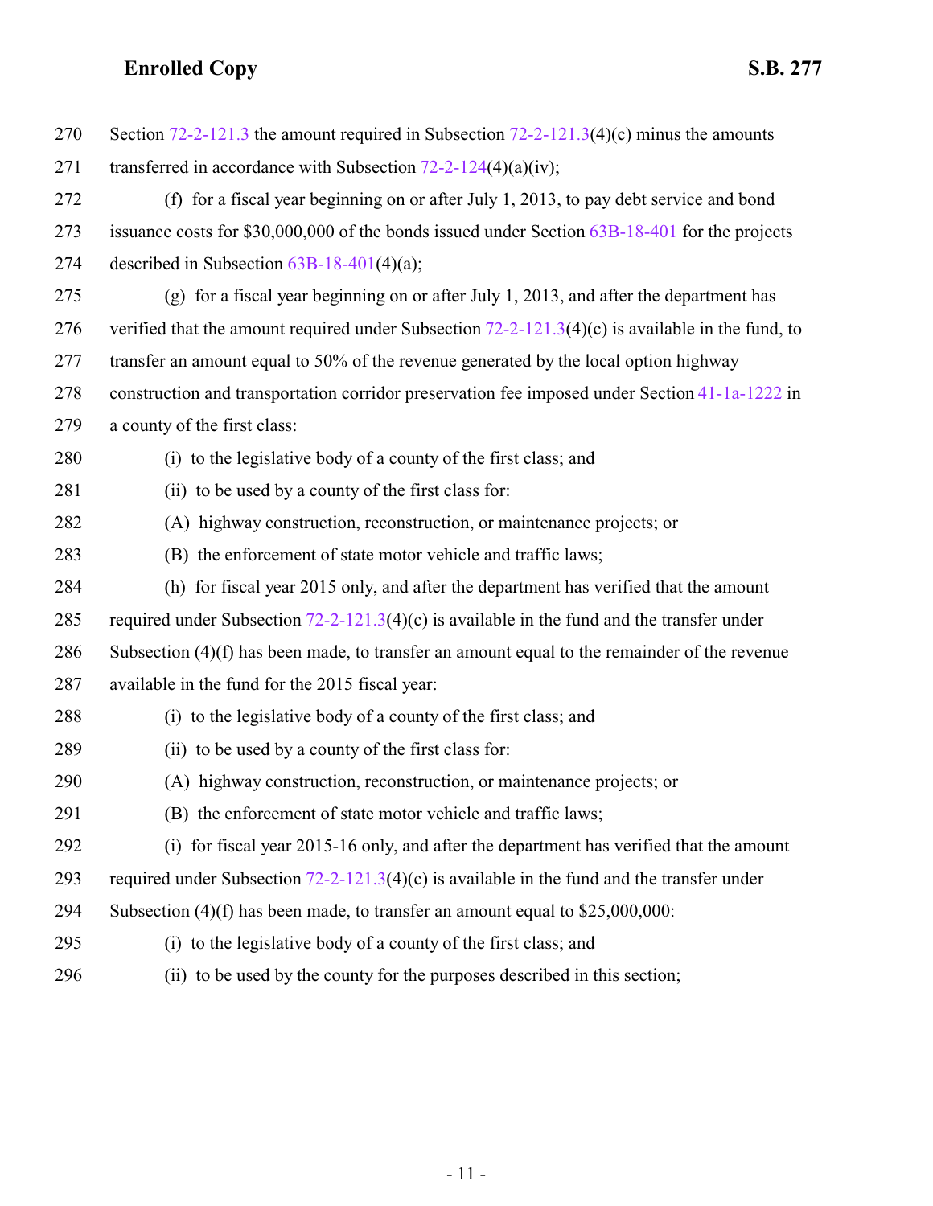270 Section 72-2-121.3 the amount required in Subsection 72-2-121.3(4)(c) minus the amounts
271 transferred in accordance with Subsection 72-2-124(4)(a)(iv);

272 (f) for a fiscal year beginning on or after July 1, 2013, to pay debt service and bond
273 issuance costs for $30,000,000 of the bonds issued under Section 63B-18-401 for the projects
274 described in Subsection 63B-18-401(4)(a);

275 (g) for a fiscal year beginning on or after July 1, 2013, and after the department has
276 verified that the amount required under Subsection 72-2-121.3(4)(c) is available in the fund, to
277 transfer an amount equal to 50% of the revenue generated by the local option highway
278 construction and transportation corridor preservation fee imposed under Section 41-1a-1222 in
279 a county of the first class:

280 (i) to the legislative body of a county of the first class; and

281 (ii) to be used by a county of the first class for:

282 (A) highway construction, reconstruction, or maintenance projects; or

283 (B) the enforcement of state motor vehicle and traffic laws;

284 (h) for fiscal year 2015 only, and after the department has verified that the amount
285 required under Subsection 72-2-121.3(4)(c) is available in the fund and the transfer under
286 Subsection (4)(f) has been made, to transfer an amount equal to the remainder of the revenue
287 available in the fund for the 2015 fiscal year:

288 (i) to the legislative body of a county of the first class; and

289 (ii) to be used by a county of the first class for:

290 (A) highway construction, reconstruction, or maintenance projects; or

291 (B) the enforcement of state motor vehicle and traffic laws;

292 (i) for fiscal year 2015-16 only, and after the department has verified that the amount
293 required under Subsection 72-2-121.3(4)(c) is available in the fund and the transfer under
294 Subsection (4)(f) has been made, to transfer an amount equal to $25,000,000:

295 (i) to the legislative body of a county of the first class; and

296 (ii) to be used by the county for the purposes described in this section;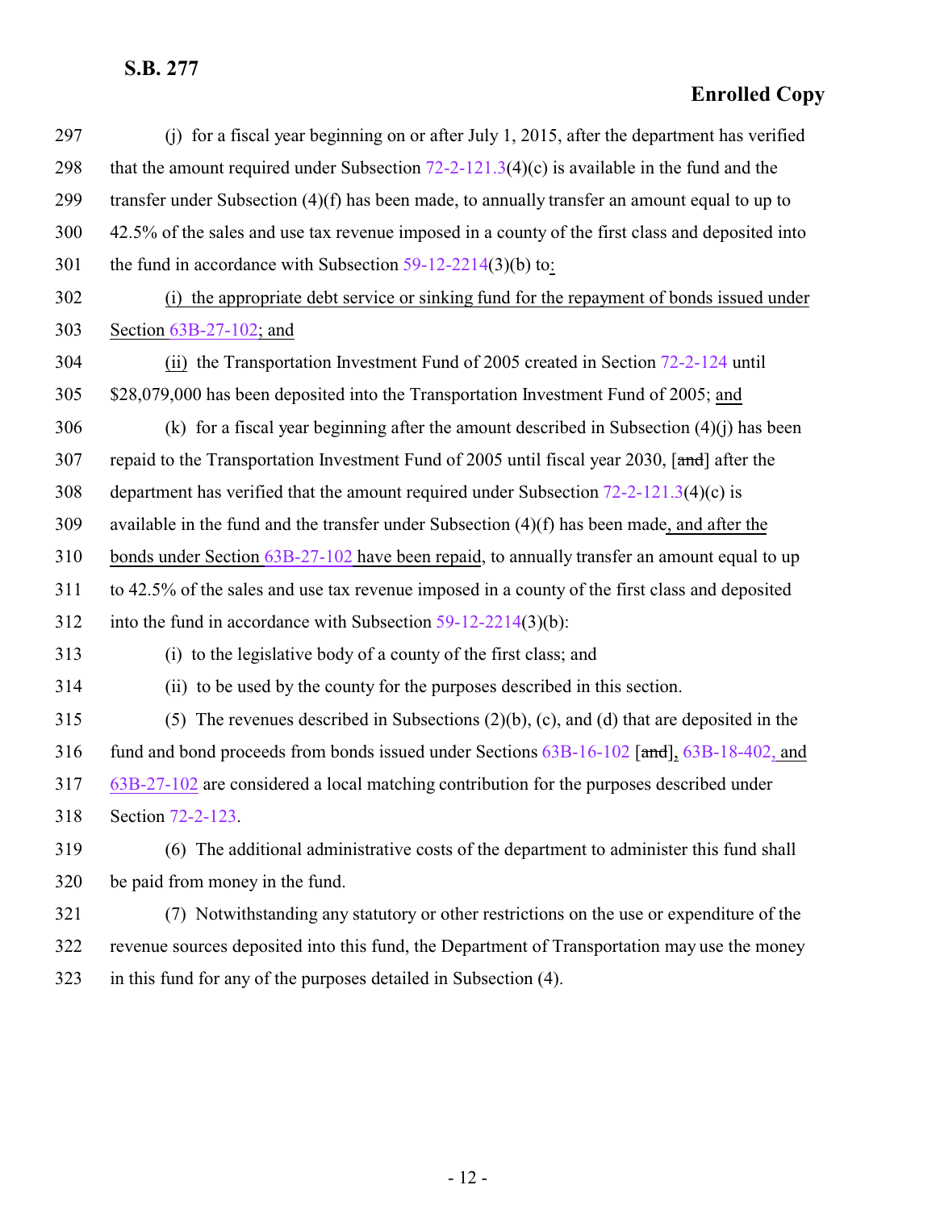(j) for a fiscal year beginning on or after July 1, 2015, after the department has verified that the amount required under Subsection 72-2-121.3(4)(c) is available in the fund and the transfer under Subsection (4)(f) has been made, to annually transfer an amount equal to up to 42.5% of the sales and use tax revenue imposed in a county of the first class and deposited into the fund in accordance with Subsection 59-12-2214(3)(b) to:

(i) the appropriate debt service or sinking fund for the repayment of bonds issued under Section 63B-27-102; and

(ii) the Transportation Investment Fund of 2005 created in Section 72-2-124 until $28,079,000 has been deposited into the Transportation Investment Fund of 2005; and

(k) for a fiscal year beginning after the amount described in Subsection (4)(j) has been repaid to the Transportation Investment Fund of 2005 until fiscal year 2030, [~~and~~] after the department has verified that the amount required under Subsection 72-2-121.3(4)(c) is available in the fund and the transfer under Subsection (4)(f) has been made, and after the bonds under Section 63B-27-102 have been repaid, to annually transfer an amount equal to up to 42.5% of the sales and use tax revenue imposed in a county of the first class and deposited into the fund in accordance with Subsection 59-12-2214(3)(b):

(i) to the legislative body of a county of the first class; and

(ii) to be used by the county for the purposes described in this section.

(5) The revenues described in Subsections (2)(b), (c), and (d) that are deposited in the fund and bond proceeds from bonds issued under Sections 63B-16-102 [~~and~~], 63B-18-402, and 63B-27-102 are considered a local matching contribution for the purposes described under Section 72-2-123.

(6) The additional administrative costs of the department to administer this fund shall be paid from money in the fund.

(7) Notwithstanding any statutory or other restrictions on the use or expenditure of the revenue sources deposited into this fund, the Department of Transportation may use the money in this fund for any of the purposes detailed in Subsection (4).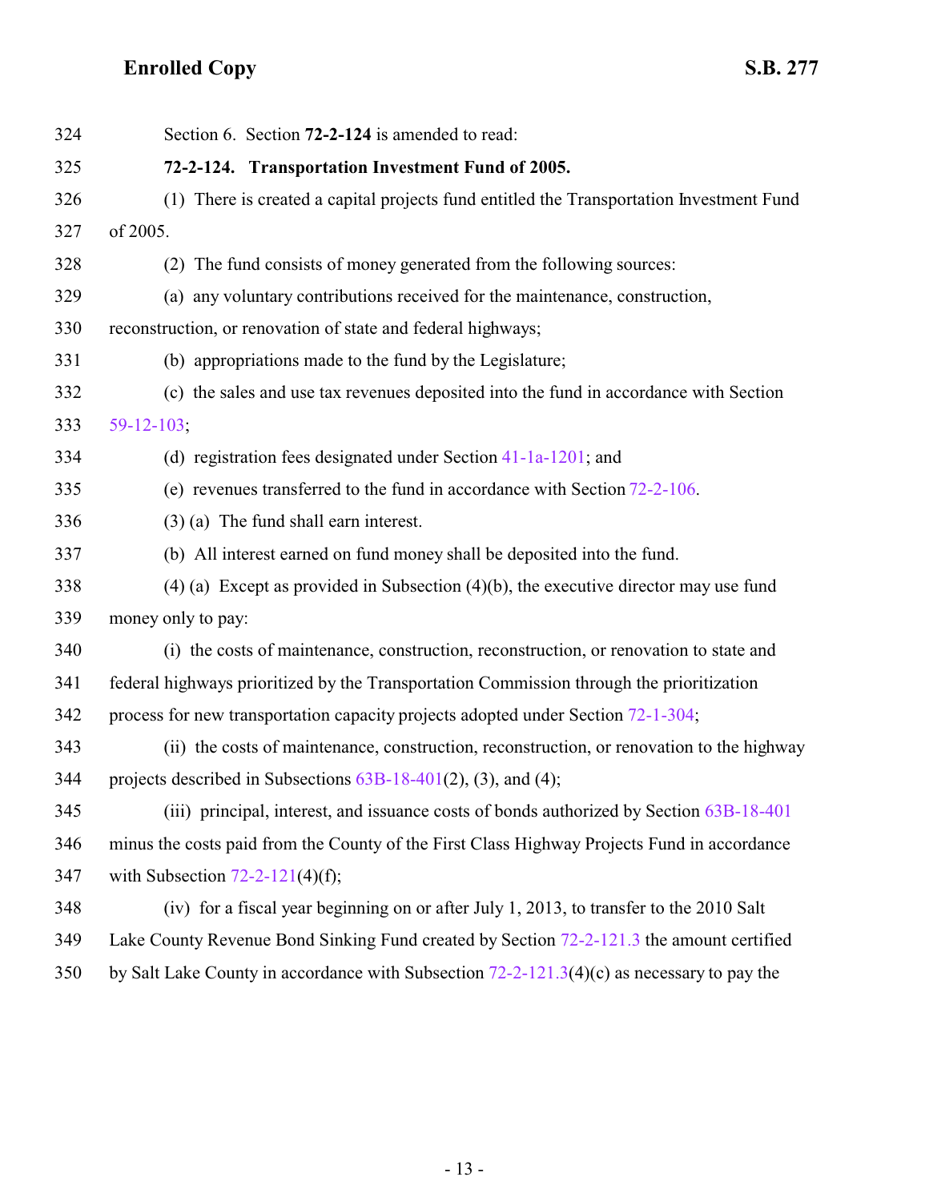Section 6. Section **72-2-124** is amended to read:

**72-2-124. Transportation Investment Fund of 2005.**

(1) There is created a capital projects fund entitled the Transportation Investment Fund of 2005.

(2) The fund consists of money generated from the following sources:

(a) any voluntary contributions received for the maintenance, construction, reconstruction, or renovation of state and federal highways;

(b) appropriations made to the fund by the Legislature;

(c) the sales and use tax revenues deposited into the fund in accordance with Section 59-12-103;

(d) registration fees designated under Section 41-1a-1201; and

(e) revenues transferred to the fund in accordance with Section 72-2-106.

(3) (a) The fund shall earn interest.

(b) All interest earned on fund money shall be deposited into the fund.

(4) (a) Except as provided in Subsection (4)(b), the executive director may use fund money only to pay:

(i) the costs of maintenance, construction, reconstruction, or renovation to state and federal highways prioritized by the Transportation Commission through the prioritization process for new transportation capacity projects adopted under Section 72-1-304;

(ii) the costs of maintenance, construction, reconstruction, or renovation to the highway projects described in Subsections 63B-18-401(2), (3), and (4);

(iii) principal, interest, and issuance costs of bonds authorized by Section 63B-18-401 minus the costs paid from the County of the First Class Highway Projects Fund in accordance with Subsection 72-2-121(4)(f);

(iv) for a fiscal year beginning on or after July 1, 2013, to transfer to the 2010 Salt Lake County Revenue Bond Sinking Fund created by Section 72-2-121.3 the amount certified by Salt Lake County in accordance with Subsection 72-2-121.3(4)(c) as necessary to pay the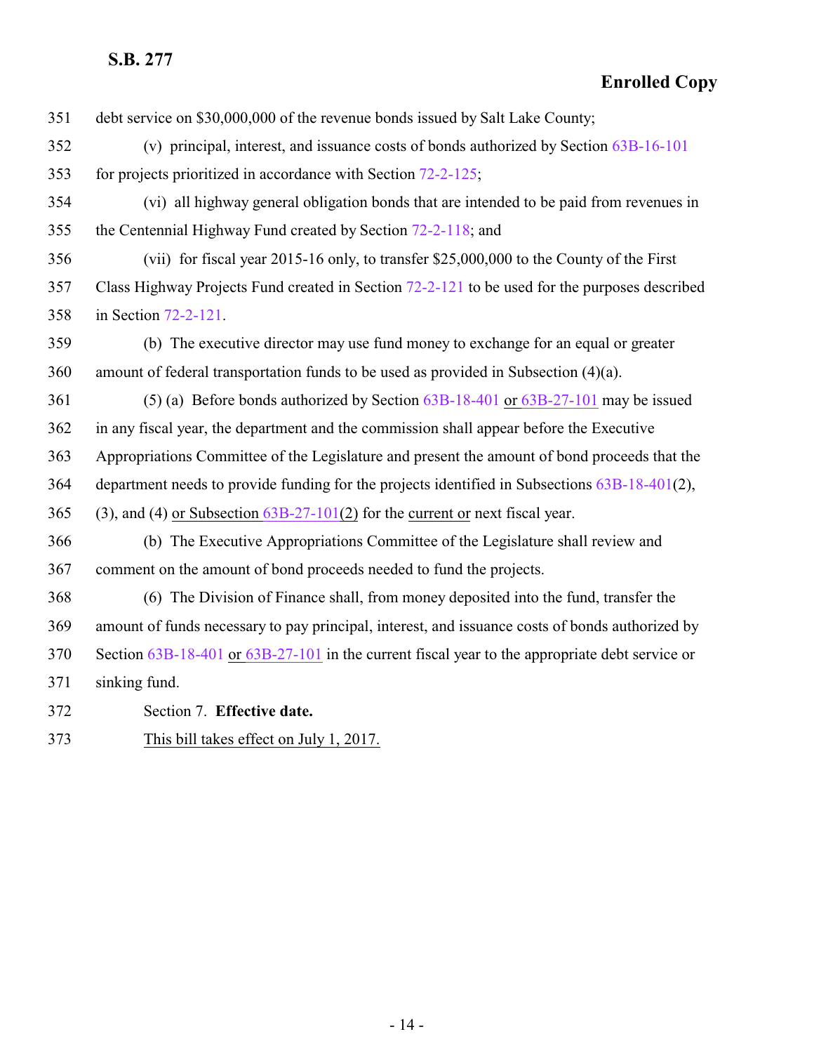351 debt service on $30,000,000 of the revenue bonds issued by Salt Lake County;

352 (v) principal, interest, and issuance costs of bonds authorized by Section 63B-16-101

353 for projects prioritized in accordance with Section 72-2-125;

354 (vi) all highway general obligation bonds that are intended to be paid from revenues in

355 the Centennial Highway Fund created by Section 72-2-118; and

356 (vii) for fiscal year 2015-16 only, to transfer $25,000,000 to the County of the First

357 Class Highway Projects Fund created in Section 72-2-121 to be used for the purposes described

358 in Section 72-2-121.

359 (b) The executive director may use fund money to exchange for an equal or greater

360 amount of federal transportation funds to be used as provided in Subsection (4)(a).

361 (5) (a) Before bonds authorized by Section 63B-18-401 or 63B-27-101 may be issued

362 in any fiscal year, the department and the commission shall appear before the Executive

363 Appropriations Committee of the Legislature and present the amount of bond proceeds that the

364 department needs to provide funding for the projects identified in Subsections 63B-18-401(2),

365 (3), and (4) or Subsection 63B-27-101(2) for the current or next fiscal year.

366 (b) The Executive Appropriations Committee of the Legislature shall review and

367 comment on the amount of bond proceeds needed to fund the projects.

368 (6) The Division of Finance shall, from money deposited into the fund, transfer the

369 amount of funds necessary to pay principal, interest, and issuance costs of bonds authorized by

370 Section 63B-18-401 or 63B-27-101 in the current fiscal year to the appropriate debt service or

371 sinking fund.

372 Section 7. **Effective date.**

373 This bill takes effect on July 1, 2017.